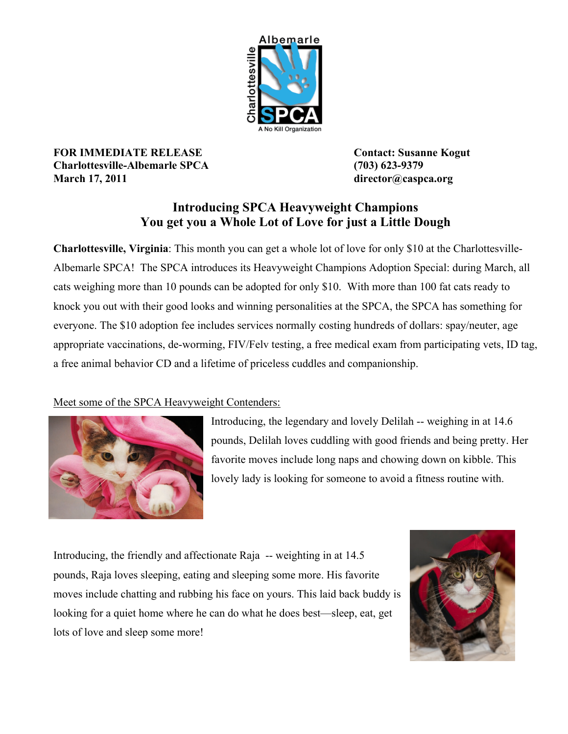Albemarle Charlottesville SPCA
A No Kill Organization

**FOR IMMEDIATE RELEASE**
**Charlottesville-Albemarle SPCA**
**March 17, 2011**

**Contact: Susanne Kogut**
**(703) 623-9379**
**director@caspca.org**

## Introducing SPCA Heavyweight Champions
## You get you a Whole Lot of Love for just a Little Dough

**Charlottesville, Virginia**: This month you can get a whole lot of love for only $10 at the Charlottesville-Albemarle SPCA! The SPCA introduces its Heavyweight Champions Adoption Special: during March, all cats weighing more than 10 pounds can be adopted for only $10. With more than 100 fat cats ready to knock you out with their good looks and winning personalities at the SPCA, the SPCA has something for everyone. The $10 adoption fee includes services normally costing hundreds of dollars: spay/neuter, age appropriate vaccinations, de-worming, FIV/Felv testing, a free medical exam from participating vets, ID tag, a free animal behavior CD and a lifetime of priceless cuddles and companionship.

Meet some of the SPCA Heavyweight Contenders:

Introducing, the legendary and lovely Delilah -- weighing in at 14.6 pounds, Delilah loves cuddling with good friends and being pretty. Her favorite moves include long naps and chowing down on kibble. This lovely lady is looking for someone to avoid a fitness routine with.

Introducing, the friendly and affectionate Raja -- weighting in at 14.5 pounds, Raja loves sleeping, eating and sleeping some more. His favorite moves include chatting and rubbing his face on yours. This laid back buddy is looking for a quiet home where he can do what he does best—sleep, eat, get lots of love and sleep some more!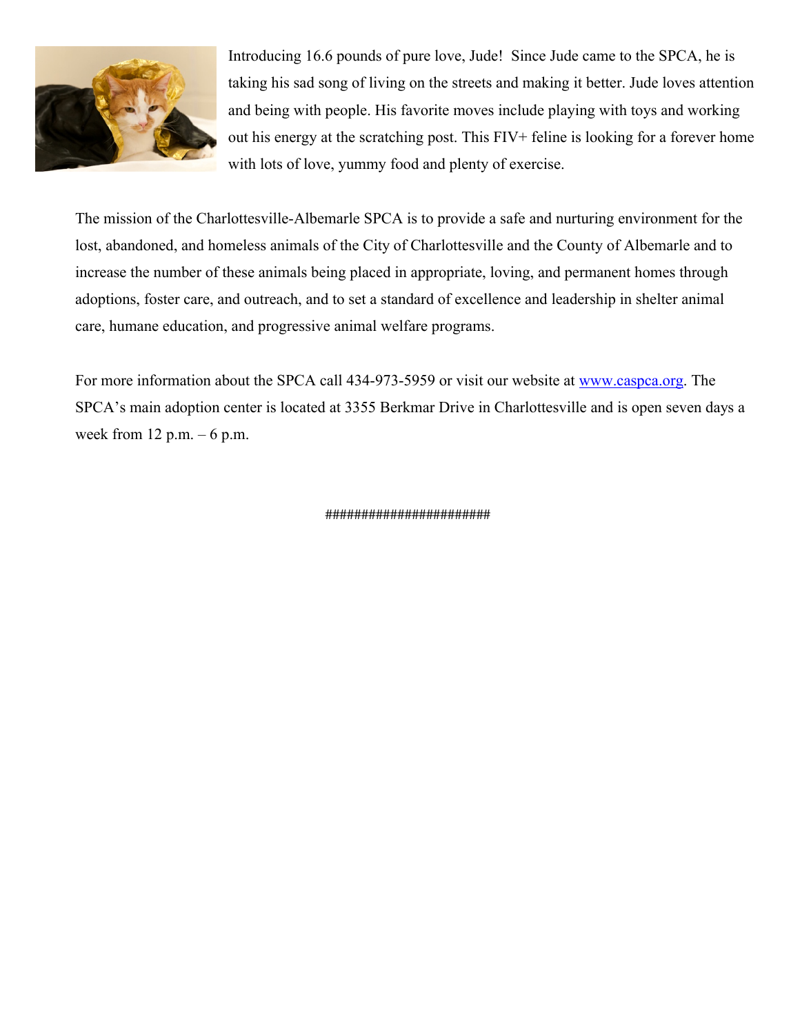Introducing 16.6 pounds of pure love, Jude! Since Jude came to the SPCA, he is taking his sad song of living on the streets and making it better. Jude loves attention and being with people. His favorite moves include playing with toys and working out his energy at the scratching post. This FIV+ feline is looking for a forever home with lots of love, yummy food and plenty of exercise.

The mission of the Charlottesville-Albemarle SPCA is to provide a safe and nurturing environment for the lost, abandoned, and homeless animals of the City of Charlottesville and the County of Albemarle and to increase the number of these animals being placed in appropriate, loving, and permanent homes through adoptions, foster care, and outreach, and to set a standard of excellence and leadership in shelter animal care, humane education, and progressive animal welfare programs.

For more information about the SPCA call 434-973-5959 or visit our website at www.caspca.org. The SPCA's main adoption center is located at 3355 Berkmar Drive in Charlottesville and is open seven days a week from 12 p.m. – 6 p.m.

######################